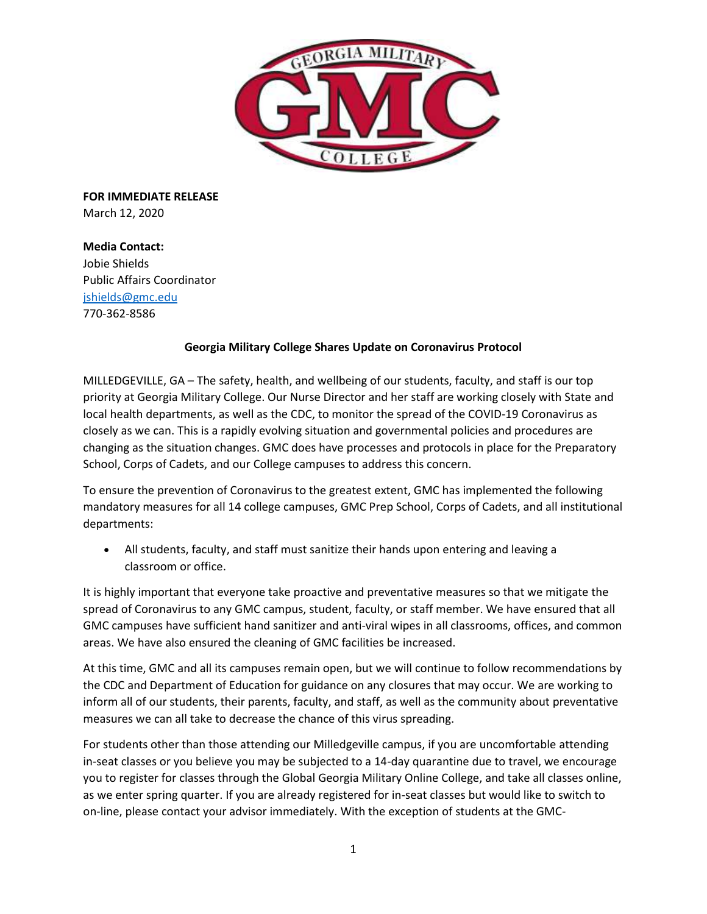**FOR IMMEDIATE RELEASE**
March 12, 2020

**Media Contact:**
Jobie Shields
Public Affairs Coordinator
jshields@gmc.edu
770-362-8586

**Georgia Military College Shares Update on Coronavirus Protocol**

MILLEDGEVILLE, GA – The safety, health, and wellbeing of our students, faculty, and staff is our top priority at Georgia Military College. Our Nurse Director and her staff are working closely with State and local health departments, as well as the CDC, to monitor the spread of the COVID-19 Coronavirus as closely as we can. This is a rapidly evolving situation and governmental policies and procedures are changing as the situation changes. GMC does have processes and protocols in place for the Preparatory School, Corps of Cadets, and our College campuses to address this concern.

To ensure the prevention of Coronavirus to the greatest extent, GMC has implemented the following mandatory measures for all 14 college campuses, GMC Prep School, Corps of Cadets, and all institutional departments:

- All students, faculty, and staff must sanitize their hands upon entering and leaving a classroom or office.

It is highly important that everyone take proactive and preventative measures so that we mitigate the spread of Coronavirus to any GMC campus, student, faculty, or staff member. We have ensured that all GMC campuses have sufficient hand sanitizer and anti-viral wipes in all classrooms, offices, and common areas. We have also ensured the cleaning of GMC facilities be increased.

At this time, GMC and all its campuses remain open, but we will continue to follow recommendations by the CDC and Department of Education for guidance on any closures that may occur. We are working to inform all of our students, their parents, faculty, and staff, as well as the community about preventative measures we can all take to decrease the chance of this virus spreading.

For students other than those attending our Milledgeville campus, if you are uncomfortable attending in-seat classes or you believe you may be subjected to a 14-day quarantine due to travel, we encourage you to register for classes through the Global Georgia Military Online College, and take all classes online, as we enter spring quarter. If you are already registered for in-seat classes but would like to switch to on-line, please contact your advisor immediately. With the exception of students at the GMC-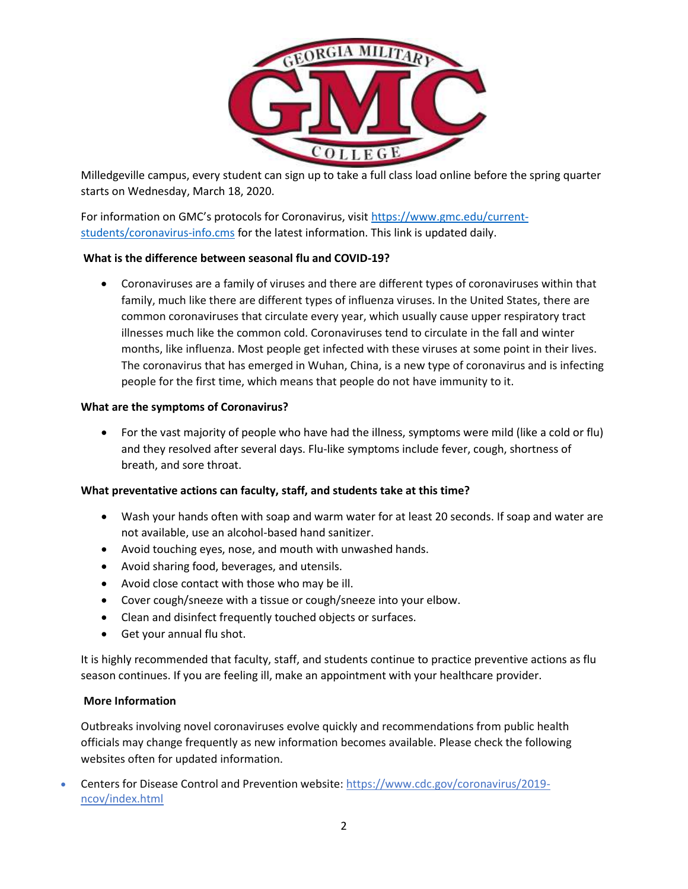Milledgeville campus, every student can sign up to take a full class load online before the spring quarter starts on Wednesday, March 18, 2020.

For information on GMC's protocols for Coronavirus, visit [https://www.gmc.edu/current-students/coronavirus-info.cms](https://www.gmc.edu/current-students/coronavirus-info.cms) for the latest information. This link is updated daily.

**What is the difference between seasonal flu and COVID-19?**

- Coronaviruses are a family of viruses and there are different types of coronaviruses within that family, much like there are different types of influenza viruses. In the United States, there are common coronaviruses that circulate every year, which usually cause upper respiratory tract illnesses much like the common cold. Coronaviruses tend to circulate in the fall and winter months, like influenza. Most people get infected with these viruses at some point in their lives. The coronavirus that has emerged in Wuhan, China, is a new type of coronavirus and is infecting people for the first time, which means that people do not have immunity to it.

**What are the symptoms of Coronavirus?**

- For the vast majority of people who have had the illness, symptoms were mild (like a cold or flu) and they resolved after several days. Flu-like symptoms include fever, cough, shortness of breath, and sore throat.

**What preventative actions can faculty, staff, and students take at this time?**

- Wash your hands often with soap and warm water for at least 20 seconds. If soap and water are not available, use an alcohol-based hand sanitizer.
- Avoid touching eyes, nose, and mouth with unwashed hands.
- Avoid sharing food, beverages, and utensils.
- Avoid close contact with those who may be ill.
- Cover cough/sneeze with a tissue or cough/sneeze into your elbow.
- Clean and disinfect frequently touched objects or surfaces.
- Get your annual flu shot.

It is highly recommended that faculty, staff, and students continue to practice preventive actions as flu season continues. If you are feeling ill, make an appointment with your healthcare provider.

**More Information**

Outbreaks involving novel coronaviruses evolve quickly and recommendations from public health officials may change frequently as new information becomes available. Please check the following websites often for updated information.

- Centers for Disease Control and Prevention website: [https://www.cdc.gov/coronavirus/2019-ncov/index.html](https://www.cdc.gov/coronavirus/2019-ncov/index.html)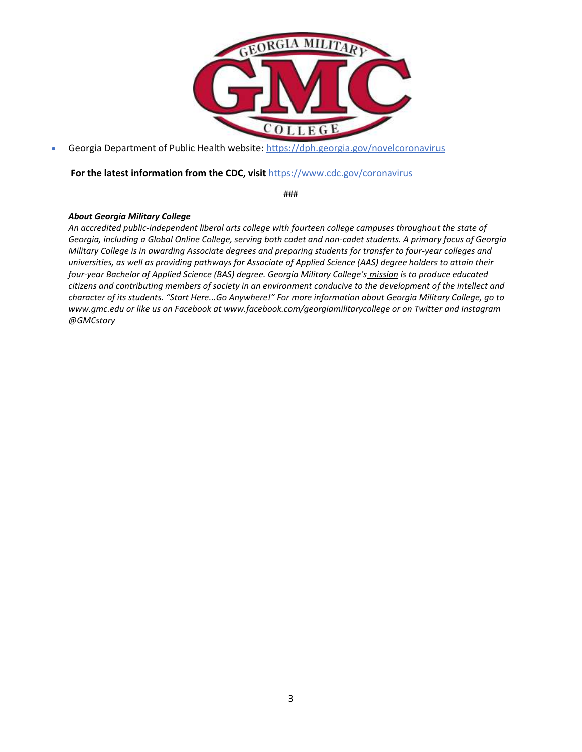- Georgia Department of Public Health website: https://dph.georgia.gov/novelcoronavirus

**For the latest information from the CDC, visit** https://www.cdc.gov/coronavirus

###

***About Georgia Military College***

*An accredited public-independent liberal arts college with fourteen college campuses throughout the state of Georgia, including a Global Online College, serving both cadet and non-cadet students. A primary focus of Georgia Military College is in awarding Associate degrees and preparing students for transfer to four-year colleges and universities, as well as providing pathways for Associate of Applied Science (AAS) degree holders to attain their four-year Bachelor of Applied Science (BAS) degree. Georgia Military College's mission is to produce educated citizens and contributing members of society in an environment conducive to the development of the intellect and character of its students. "Start Here...Go Anywhere!" For more information about Georgia Military College, go to www.gmc.edu or like us on Facebook at www.facebook.com/georgiamilitarycollege or on Twitter and Instagram @GMCstory*